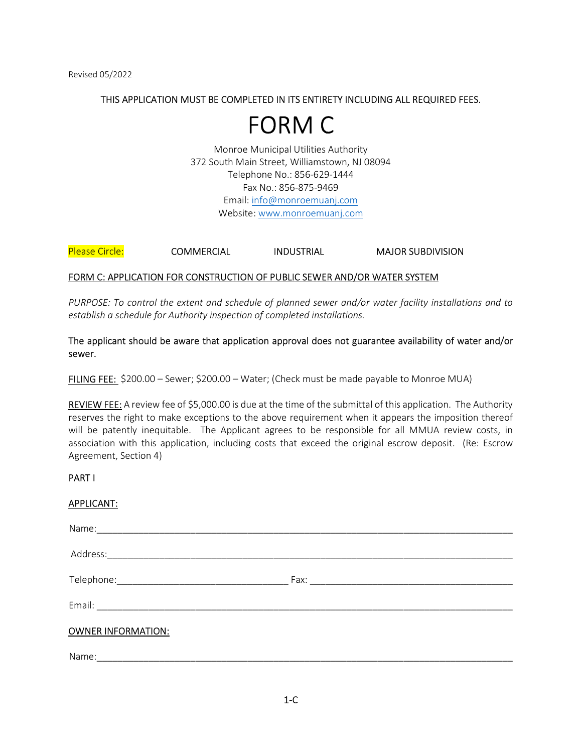Revised 05/2022

THIS APPLICATION MUST BE COMPLETED IN ITS ENTIRETY INCLUDING ALL REQUIRED FEES.

# FORM C

Monroe Municipal Utilities Authority
372 South Main Street, Williamstown, NJ 08094
Telephone No.: 856-629-1444
Fax No.: 856-875-9469
Email: info@monroemuanj.com
Website: www.monroemuanj.com

Please Circle: COMMERCIAL INDUSTRIAL MAJOR SUBDIVISION

## FORM C: APPLICATION FOR CONSTRUCTION OF PUBLIC SEWER AND/OR WATER SYSTEM

*PURPOSE: To control the extent and schedule of planned sewer and/or water facility installations and to establish a schedule for Authority inspection of completed installations.*

The applicant should be aware that application approval does not guarantee availability of water and/or sewer.

FILING FEE: $200.00 – Sewer; $200.00 – Water; (Check must be made payable to Monroe MUA)

REVIEW FEE: A review fee of $5,000.00 is due at the time of the submittal of this application. The Authority reserves the right to make exceptions to the above requirement when it appears the imposition thereof will be patently inequitable. The Applicant agrees to be responsible for all MMUA review costs, in association with this application, including costs that exceed the original escrow deposit. (Re: Escrow Agreement, Section 4)

PART I

APPLICANT:

Name:_______________________________________________________________________________

Address:_____________________________________________________________________________

Telephone:________________________________ Fax: _______________________________________

Email: _______________________________________________________________________________

OWNER INFORMATION:

Name:_______________________________________________________________________________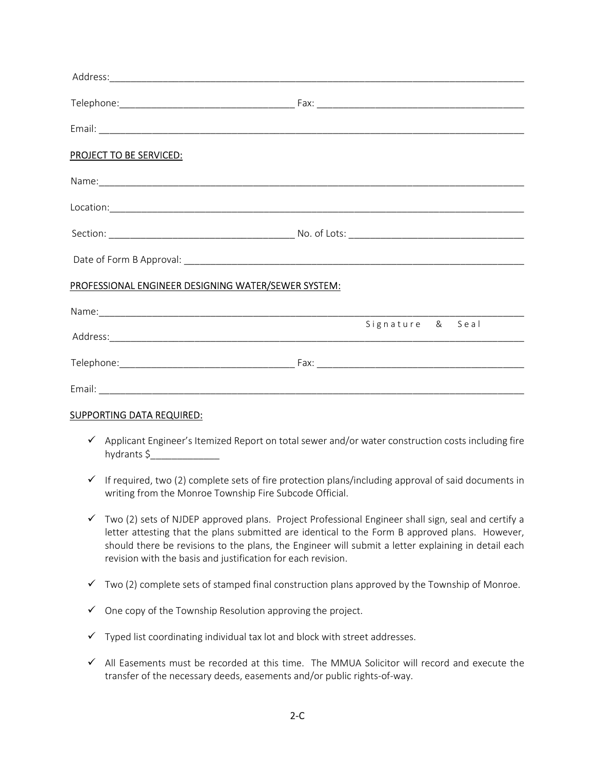Address:_______________________________________________________________________________

Telephone:________________________________ Fax: _______________________________________

Email: _________________________________________________________________________________

PROJECT TO BE SERVICED:

Name:__________________________________________________________________________________

Location:_______________________________________________________________________________

Section: __________________________________ No. of Lots: ________________________________

Date of Form B Approval: __________________________________________________________________

PROFESSIONAL ENGINEER DESIGNING WATER/SEWER SYSTEM:

Name:__________________________________________________________________________________

Signature & Seal

Address:________________________________________________________________________________

Telephone:________________________________ Fax: _______________________________________

Email: _________________________________________________________________________________

SUPPORTING DATA REQUIRED:

- ✓ Applicant Engineer's Itemized Report on total sewer and/or water construction costs including fire hydrants $_____________
- ✓ If required, two (2) complete sets of fire protection plans/including approval of said documents in writing from the Monroe Township Fire Subcode Official.
- ✓ Two (2) sets of NJDEP approved plans. Project Professional Engineer shall sign, seal and certify a letter attesting that the plans submitted are identical to the Form B approved plans. However, should there be revisions to the plans, the Engineer will submit a letter explaining in detail each revision with the basis and justification for each revision.
- ✓ Two (2) complete sets of stamped final construction plans approved by the Township of Monroe.
- ✓ One copy of the Township Resolution approving the project.
- ✓ Typed list coordinating individual tax lot and block with street addresses.
- ✓ All Easements must be recorded at this time. The MMUA Solicitor will record and execute the transfer of the necessary deeds, easements and/or public rights-of-way.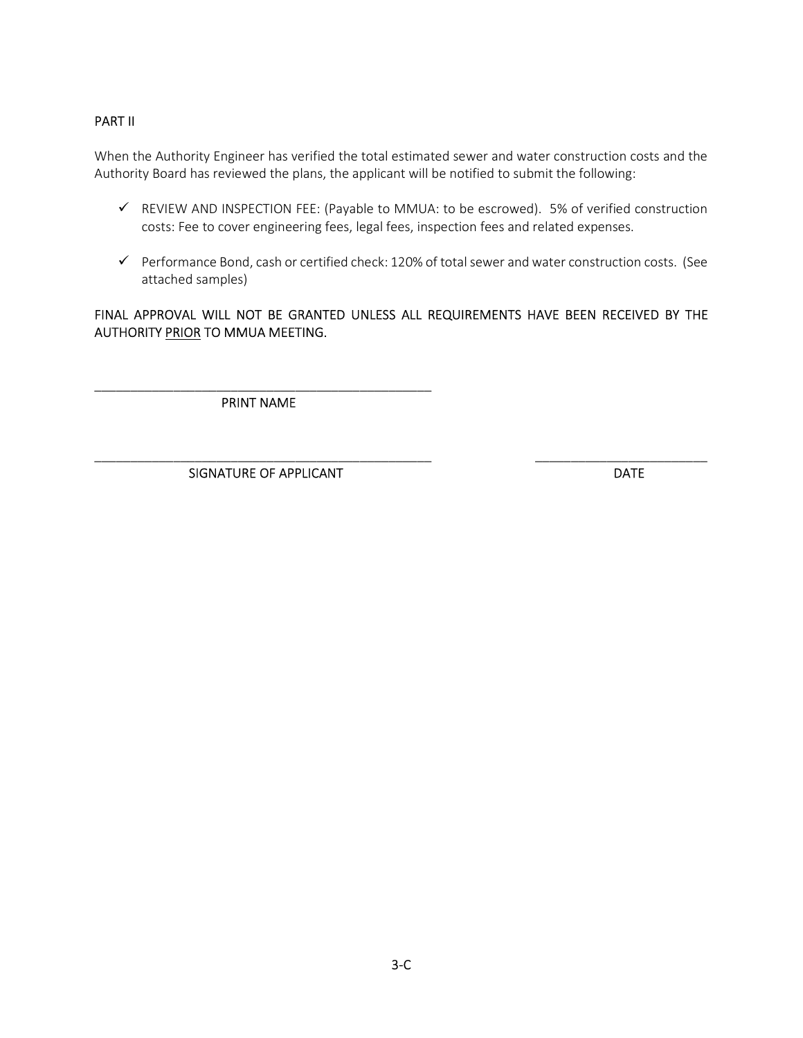## PART II

When the Authority Engineer has verified the total estimated sewer and water construction costs and the Authority Board has reviewed the plans, the applicant will be notified to submit the following:

- ✓ REVIEW AND INSPECTION FEE: (Payable to MMUA: to be escrowed). 5% of verified construction costs: Fee to cover engineering fees, legal fees, inspection fees and related expenses.
- ✓ Performance Bond, cash or certified check: 120% of total sewer and water construction costs. (See attached samples)

FINAL APPROVAL WILL NOT BE GRANTED UNLESS ALL REQUIREMENTS HAVE BEEN RECEIVED BY THE AUTHORITY <u>PRIOR</u> TO MMUA MEETING.

\_\_\_\_\_\_\_\_\_\_\_\_\_\_\_\_\_\_\_\_\_\_\_\_\_\_\_\_\_\_\_\_\_\_\_\_\_\_\_\_\_\_\_\_\_\_\_\_

PRINT NAME

\_\_\_\_\_\_\_\_\_\_\_\_\_\_\_\_\_\_\_\_\_\_\_\_\_\_\_\_\_\_\_\_\_\_\_\_\_\_\_\_\_\_\_\_\_\_\_\_ \_\_\_\_\_\_\_\_\_\_\_\_\_\_\_\_\_\_\_\_\_\_\_\_\_

SIGNATURE OF APPLICANT DATE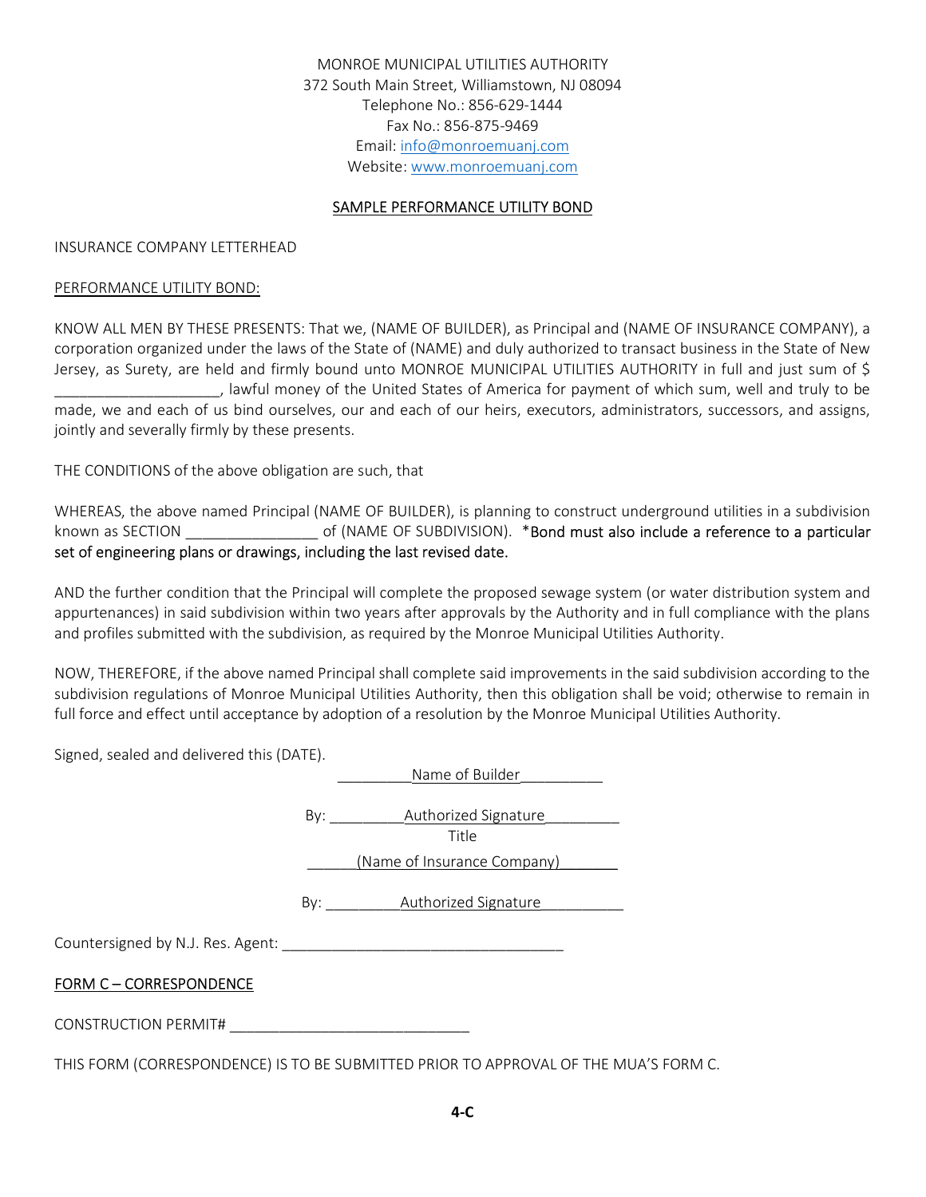MONROE MUNICIPAL UTILITIES AUTHORITY
372 South Main Street, Williamstown, NJ 08094
Telephone No.: 856-629-1444
Fax No.: 856-875-9469
Email: info@monroemuanj.com
Website: www.monroemuanj.com

## SAMPLE PERFORMANCE UTILITY BOND

INSURANCE COMPANY LETTERHEAD

PERFORMANCE UTILITY BOND:

KNOW ALL MEN BY THESE PRESENTS: That we, (NAME OF BUILDER), as Principal and (NAME OF INSURANCE COMPANY), a corporation organized under the laws of the State of (NAME) and duly authorized to transact business in the State of New Jersey, as Surety, are held and firmly bound unto MONROE MUNICIPAL UTILITIES AUTHORITY in full and just sum of $ ____________________, lawful money of the United States of America for payment of which sum, well and truly to be made, we and each of us bind ourselves, our and each of our heirs, executors, administrators, successors, and assigns, jointly and severally firmly by these presents.

THE CONDITIONS of the above obligation are such, that

WHEREAS, the above named Principal (NAME OF BUILDER), is planning to construct underground utilities in a subdivision known as SECTION ________________ of (NAME OF SUBDIVISION). *Bond must also include a reference to a particular set of engineering plans or drawings, including the last revised date.

AND the further condition that the Principal will complete the proposed sewage system (or water distribution system and appurtenances) in said subdivision within two years after approvals by the Authority and in full compliance with the plans and profiles submitted with the subdivision, as required by the Monroe Municipal Utilities Authority.

NOW, THEREFORE, if the above named Principal shall complete said improvements in the said subdivision according to the subdivision regulations of Monroe Municipal Utilities Authority, then this obligation shall be void; otherwise to remain in full force and effect until acceptance by adoption of a resolution by the Monroe Municipal Utilities Authority.

Signed, sealed and delivered this (DATE).

_________Name of Builder__________

By: _________Authorized Signature_________
Title

______(Name of Insurance Company)_______

By: _________Authorized Signature__________

Countersigned by N.J. Res. Agent: __________________________________

FORM C – CORRESPONDENCE

CONSTRUCTION PERMIT# _____________________________

THIS FORM (CORRESPONDENCE) IS TO BE SUBMITTED PRIOR TO APPROVAL OF THE MUA'S FORM C.

**4-C**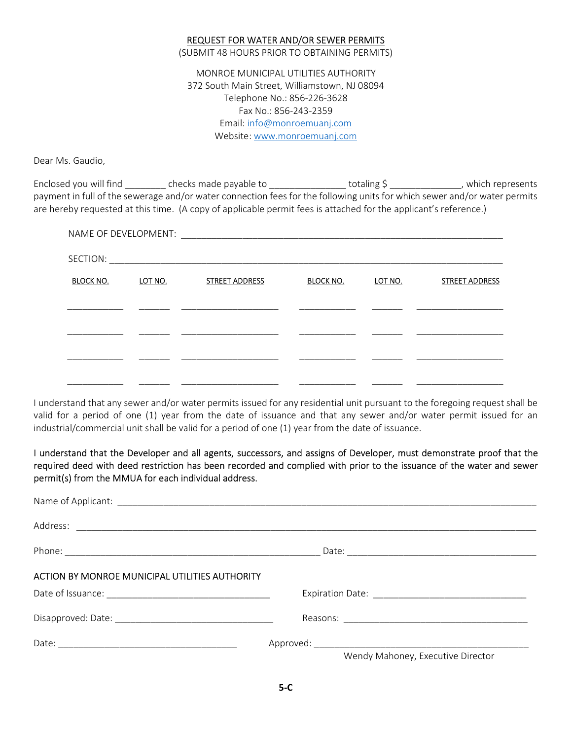## REQUEST FOR WATER AND/OR SEWER PERMITS

(SUBMIT 48 HOURS PRIOR TO OBTAINING PERMITS)

MONROE MUNICIPAL UTILITIES AUTHORITY
372 South Main Street, Williamstown, NJ 08094
Telephone No.: 856-226-3628
Fax No.: 856-243-2359
Email: info@monroemuanj.com
Website: www.monroemuanj.com

Dear Ms. Gaudio,

Enclosed you will find ________ checks made payable to _______________ totaling $ ______________, which represents payment in full of the sewerage and/or water connection fees for the following units for which sewer and/or water permits are hereby requested at this time. (A copy of applicable permit fees is attached for the applicant's reference.)

NAME OF DEVELOPMENT: ________________________________________________________________

SECTION: ________________________________________________________________________

| BLOCK NO. | LOT NO. | STREET ADDRESS | BLOCK NO. | LOT NO. | STREET ADDRESS |
|---|---|---|---|---|---|
| ___________ | ______ | ___________________ | ___________ | ______ | _________________ |
| ___________ | ______ | ___________________ | ___________ | ______ | _________________ |
| ___________ | ______ | ___________________ | ___________ | ______ | _________________ |
| ___________ | ______ | ___________________ | ___________ | ______ | _________________ |

I understand that any sewer and/or water permits issued for any residential unit pursuant to the foregoing request shall be valid for a period of one (1) year from the date of issuance and that any sewer and/or water permit issued for an industrial/commercial unit shall be valid for a period of one (1) year from the date of issuance.

I understand that the Developer and all agents, successors, and assigns of Developer, must demonstrate proof that the required deed with deed restriction has been recorded and complied with prior to the issuance of the water and sewer permit(s) from the MMUA for each individual address.

Name of Applicant: ________________________________________________________________

Address: ________________________________________________________________________

Phone: _______________________________________ Date: ____________________________

ACTION BY MONROE MUNICIPAL UTILITIES AUTHORITY

Date of Issuance: ____________________________ Expiration Date: ____________________________

Disapproved: Date: ____________________________ Reasons: ____________________________

Date: ____________________________ Approved: ________________________________________

Wendy Mahoney, Executive Director

5-C